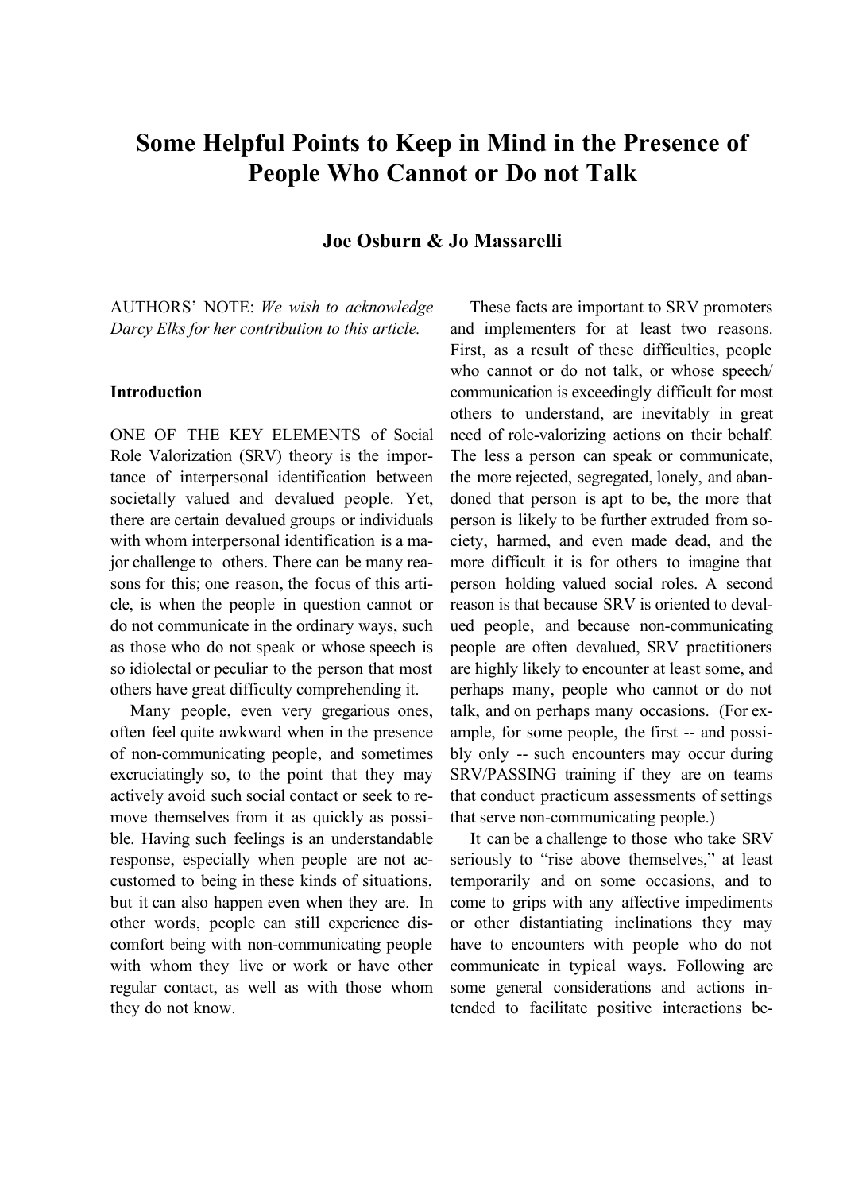# Some Helpful Points to Keep in Mind in the Presence of People Who Cannot or Do not Talk

**Joe Osburn & Jo Massarelli**

AUTHORS' NOTE: *We wish to acknowledge Darcy Elks for her contribution to this article.*

### Introduction

ONE OF THE KEY ELEMENTS of Social Role Valorization (SRV) theory is the importance of interpersonal identification between societally valued and devalued people. Yet, there are certain devalued groups or individuals with whom interpersonal identification is a major challenge to others. There can be many reasons for this; one reason, the focus of this article, is when the people in question cannot or do not communicate in the ordinary ways, such as those who do not speak or whose speech is so idiolectal or peculiar to the person that most others have great difficulty comprehending it.

Many people, even very gregarious ones, often feel quite awkward when in the presence of non-communicating people, and sometimes excruciatingly so, to the point that they may actively avoid such social contact or seek to remove themselves from it as quickly as possible. Having such feelings is an understandable response, especially when people are not accustomed to being in these kinds of situations, but it can also happen even when they are. In other words, people can still experience discomfort being with non-communicating people with whom they live or work or have other regular contact, as well as with those whom they do not know.

These facts are important to SRV promoters and implementers for at least two reasons. First, as a result of these difficulties, people who cannot or do not talk, or whose speech/communication is exceedingly difficult for most others to understand, are inevitably in great need of role-valorizing actions on their behalf. The less a person can speak or communicate, the more rejected, segregated, lonely, and abandoned that person is apt to be, the more that person is likely to be further extruded from society, harmed, and even made dead, and the more difficult it is for others to imagine that person holding valued social roles. A second reason is that because SRV is oriented to devalued people, and because non-communicating people are often devalued, SRV practitioners are highly likely to encounter at least some, and perhaps many, people who cannot or do not talk, and on perhaps many occasions. (For example, for some people, the first -- and possibly only -- such encounters may occur during SRV/PASSING training if they are on teams that conduct practicum assessments of settings that serve non-communicating people.)

It can be a challenge to those who take SRV seriously to "rise above themselves," at least temporarily and on some occasions, and to come to grips with any affective impediments or other distantiating inclinations they may have to encounters with people who do not communicate in typical ways. Following are some general considerations and actions intended to facilitate positive interactions be-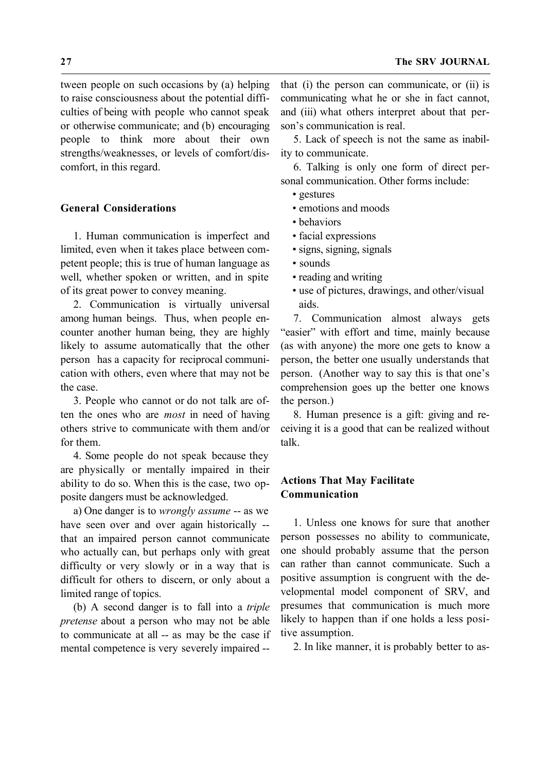tween people on such occasions by (a) helping to raise consciousness about the potential difficulties of being with people who cannot speak or otherwise communicate; and (b) encouraging people to think more about their own strengths/weaknesses, or levels of comfort/discomfort, in this regard.

### General Considerations

1. Human communication is imperfect and limited, even when it takes place between competent people; this is true of human language as well, whether spoken or written, and in spite of its great power to convey meaning.

2. Communication is virtually universal among human beings. Thus, when people encounter another human being, they are highly likely to assume automatically that the other person has a capacity for reciprocal communication with others, even where that may not be the case.

3. People who cannot or do not talk are often the ones who are *most* in need of having others strive to communicate with them and/or for them.

4. Some people do not speak because they are physically or mentally impaired in their ability to do so. When this is the case, two opposite dangers must be acknowledged.

a) One danger is to *wrongly assume* -- as we have seen over and over again historically -- that an impaired person cannot communicate who actually can, but perhaps only with great difficulty or very slowly or in a way that is difficult for others to discern, or only about a limited range of topics.

(b) A second danger is to fall into a *triple pretense* about a person who may not be able to communicate at all -- as may be the case if mental competence is very severely impaired -- that (i) the person can communicate, or (ii) is communicating what he or she in fact cannot, and (iii) what others interpret about that person's communication is real.

5. Lack of speech is not the same as inability to communicate.

6. Talking is only one form of direct personal communication. Other forms include:

- gestures
- emotions and moods
- behaviors
- facial expressions
- signs, signing, signals
- sounds
- reading and writing
- use of pictures, drawings, and other/visual aids.

7. Communication almost always gets "easier" with effort and time, mainly because (as with anyone) the more one gets to know a person, the better one usually understands that person. (Another way to say this is that one's comprehension goes up the better one knows the person.)

8. Human presence is a gift: giving and receiving it is a good that can be realized without talk.

### Actions That May Facilitate Communication

1. Unless one knows for sure that another person possesses no ability to communicate, one should probably assume that the person can rather than cannot communicate. Such a positive assumption is congruent with the developmental model component of SRV, and presumes that communication is much more likely to happen than if one holds a less positive assumption.

2. In like manner, it is probably better to as-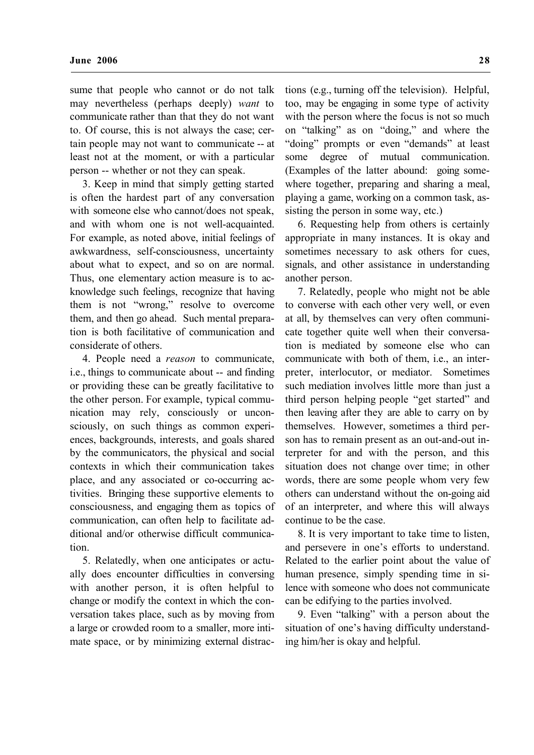sume that people who cannot or do not talk may nevertheless (perhaps deeply) *want* to communicate rather than that they do not want to. Of course, this is not always the case; certain people may not want to communicate -- at least not at the moment, or with a particular person -- whether or not they can speak.

3. Keep in mind that simply getting started is often the hardest part of any conversation with someone else who cannot/does not speak, and with whom one is not well-acquainted. For example, as noted above, initial feelings of awkwardness, self-consciousness, uncertainty about what to expect, and so on are normal. Thus, one elementary action measure is to acknowledge such feelings, recognize that having them is not "wrong," resolve to overcome them, and then go ahead. Such mental preparation is both facilitative of communication and considerate of others.

4. People need a *reason* to communicate, i.e., things to communicate about -- and finding or providing these can be greatly facilitative to the other person. For example, typical communication may rely, consciously or unconsciously, on such things as common experiences, backgrounds, interests, and goals shared by the communicators, the physical and social contexts in which their communication takes place, and any associated or co-occurring activities. Bringing these supportive elements to consciousness, and engaging them as topics of communication, can often help to facilitate additional and/or otherwise difficult communication.

5. Relatedly, when one anticipates or actually does encounter difficulties in conversing with another person, it is often helpful to change or modify the context in which the conversation takes place, such as by moving from a large or crowded room to a smaller, more intimate space, or by minimizing external distractions (e.g., turning off the television). Helpful, too, may be engaging in some type of activity with the person where the focus is not so much on "talking" as on "doing," and where the "doing" prompts or even "demands" at least some degree of mutual communication. (Examples of the latter abound: going somewhere together, preparing and sharing a meal, playing a game, working on a common task, assisting the person in some way, etc.)

6. Requesting help from others is certainly appropriate in many instances. It is okay and sometimes necessary to ask others for cues, signals, and other assistance in understanding another person.

7. Relatedly, people who might not be able to converse with each other very well, or even at all, by themselves can very often communicate together quite well when their conversation is mediated by someone else who can communicate with both of them, i.e., an interpreter, interlocutor, or mediator. Sometimes such mediation involves little more than just a third person helping people "get started" and then leaving after they are able to carry on by themselves. However, sometimes a third person has to remain present as an out-and-out interpreter for and with the person, and this situation does not change over time; in other words, there are some people whom very few others can understand without the on-going aid of an interpreter, and where this will always continue to be the case.

8. It is very important to take time to listen, and persevere in one's efforts to understand. Related to the earlier point about the value of human presence, simply spending time in silence with someone who does not communicate can be edifying to the parties involved.

9. Even "talking" with a person about the situation of one's having difficulty understanding him/her is okay and helpful.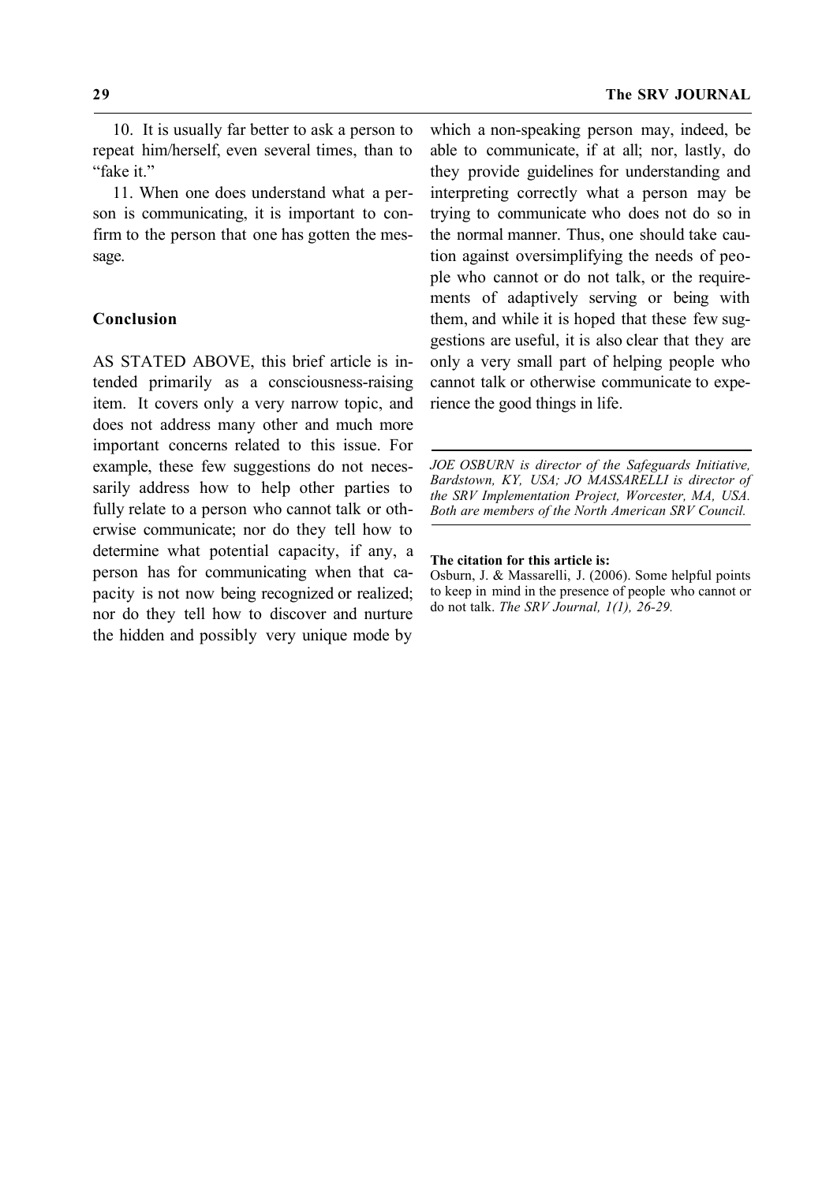10. It is usually far better to ask a person to repeat him/herself, even several times, than to "fake it."

11. When one does understand what a person is communicating, it is important to confirm to the person that one has gotten the message.

## Conclusion

AS STATED ABOVE, this brief article is intended primarily as a consciousness-raising item. It covers only a very narrow topic, and does not address many other and much more important concerns related to this issue. For example, these few suggestions do not necessarily address how to help other parties to fully relate to a person who cannot talk or otherwise communicate; nor do they tell how to determine what potential capacity, if any, a person has for communicating when that capacity is not now being recognized or realized; nor do they tell how to discover and nurture the hidden and possibly very unique mode by which a non-speaking person may, indeed, be able to communicate, if at all; nor, lastly, do they provide guidelines for understanding and interpreting correctly what a person may be trying to communicate who does not do so in the normal manner. Thus, one should take caution against oversimplifying the needs of people who cannot or do not talk, or the requirements of adaptively serving or being with them, and while it is hoped that these few suggestions are useful, it is also clear that they are only a very small part of helping people who cannot talk or otherwise communicate to experience the good things in life.

---

*JOE OSBURN is director of the Safeguards Initiative, Bardstown, KY, USA; JO MASSARELLI is director of the SRV Implementation Project, Worcester, MA, USA. Both are members of the North American SRV Council.*

---

**The citation for this article is:**

Osburn, J. & Massarelli, J. (2006). Some helpful points to keep in mind in the presence of people who cannot or do not talk. *The SRV Journal, 1(1), 26-29.*